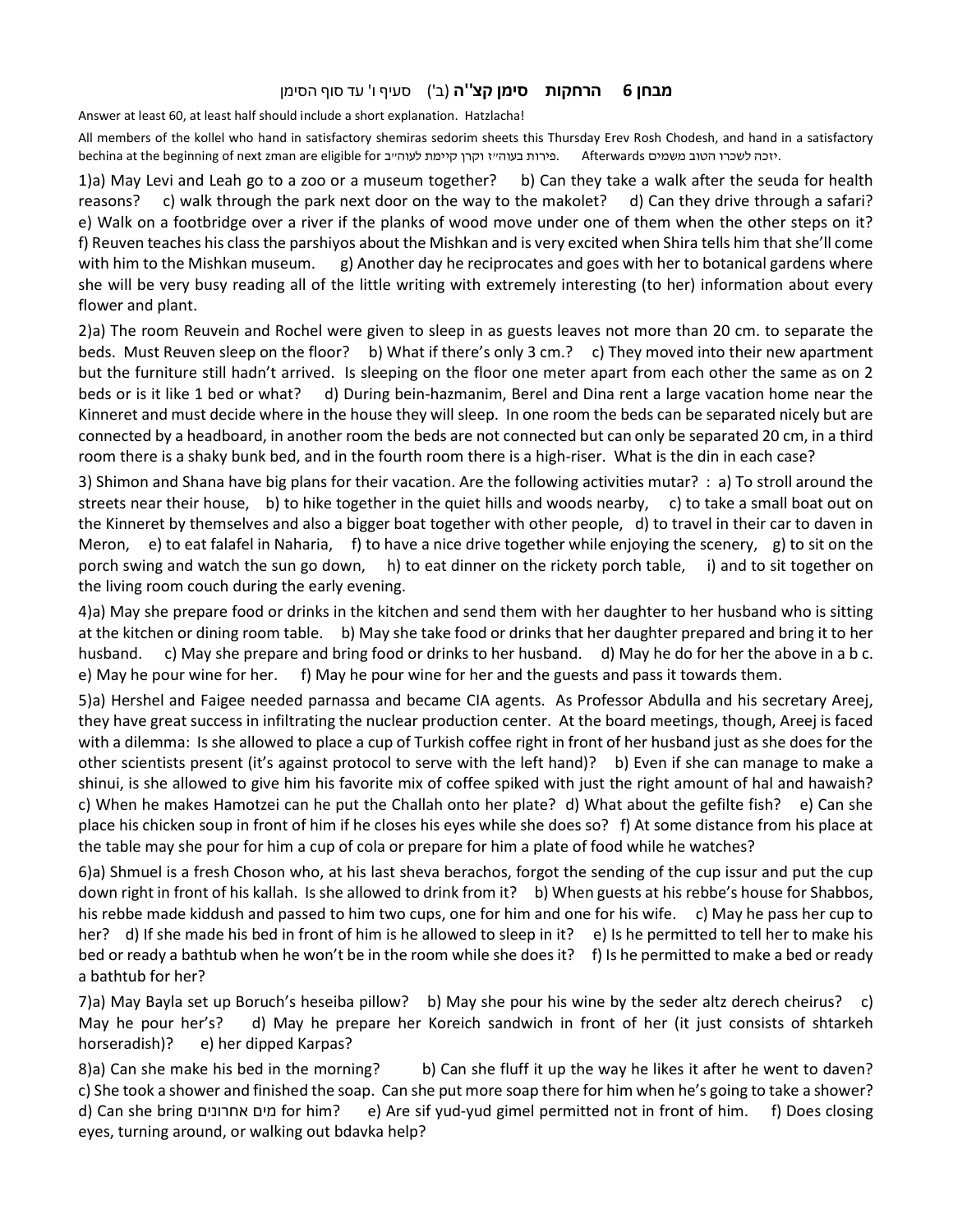## מבחן 6 הרחקות סימן קצ"ה (ב') סעיף ו' עד סוף הסימן

Answer at least 60, at least half should include a short explanation. Hatzlacha!

All members of the kollel who hand in satisfactory shemiras sedorim sheets this Thursday Erev Rosh Chodesh, and hand in a satisfactory bechina at the beginning of next zman are eligible for פירות בעוה"ז וקרן קיימת לעוה"ב. Afterwards יזכה לשכרו הטוב משמים.

1)a) May Levi and Leah go to a zoo or a museum together? b) Can they take a walk after the seuda for health reasons? c) walk through the park next door on the way to the makolet? d) Can they drive through a safari? e) Walk on a footbridge over a river if the planks of wood move under one of them when the other steps on it? f) Reuven teaches his class the parshiyos about the Mishkan and is very excited when Shira tells him that she'll come with him to the Mishkan museum. g) Another day he reciprocates and goes with her to botanical gardens where she will be very busy reading all of the little writing with extremely interesting (to her) information about every flower and plant.

2)a) The room Reuvein and Rochel were given to sleep in as guests leaves not more than 20 cm. to separate the beds. Must Reuven sleep on the floor? b) What if there's only 3 cm.? c) They moved into their new apartment but the furniture still hadn't arrived. Is sleeping on the floor one meter apart from each other the same as on 2 beds or is it like 1 bed or what? d) During bein-hazmanim, Berel and Dina rent a large vacation home near the Kinneret and must decide where in the house they will sleep. In one room the beds can be separated nicely but are connected by a headboard, in another room the beds are not connected but can only be separated 20 cm, in a third room there is a shaky bunk bed, and in the fourth room there is a high-riser. What is the din in each case?

3) Shimon and Shana have big plans for their vacation. Are the following activities mutar? : a) To stroll around the streets near their house, b) to hike together in the quiet hills and woods nearby, c) to take a small boat out on the Kinneret by themselves and also a bigger boat together with other people, d) to travel in their car to daven in Meron, e) to eat falafel in Naharia, f) to have a nice drive together while enjoying the scenery, g) to sit on the porch swing and watch the sun go down, h) to eat dinner on the rickety porch table, i) and to sit together on the living room couch during the early evening.

4)a) May she prepare food or drinks in the kitchen and send them with her daughter to her husband who is sitting at the kitchen or dining room table. b) May she take food or drinks that her daughter prepared and bring it to her husband. c) May she prepare and bring food or drinks to her husband. d) May he do for her the above in a b c. e) May he pour wine for her. f) May he pour wine for her and the guests and pass it towards them.

5)a) Hershel and Faigee needed parnassa and became CIA agents. As Professor Abdulla and his secretary Areej, they have great success in infiltrating the nuclear production center. At the board meetings, though, Areej is faced with a dilemma: Is she allowed to place a cup of Turkish coffee right in front of her husband just as she does for the other scientists present (it's against protocol to serve with the left hand)? b) Even if she can manage to make a shinui, is she allowed to give him his favorite mix of coffee spiked with just the right amount of hal and hawaish? c) When he makes Hamotzei can he put the Challah onto her plate? d) What about the gefilte fish? e) Can she place his chicken soup in front of him if he closes his eyes while she does so? f) At some distance from his place at the table may she pour for him a cup of cola or prepare for him a plate of food while he watches?

6)a) Shmuel is a fresh Choson who, at his last sheva berachos, forgot the sending of the cup issur and put the cup down right in front of his kallah. Is she allowed to drink from it? b) When guests at his rebbe's house for Shabbos, his rebbe made kiddush and passed to him two cups, one for him and one for his wife. c) May he pass her cup to her? d) If she made his bed in front of him is he allowed to sleep in it? e) Is he permitted to tell her to make his bed or ready a bathtub when he won't be in the room while she does it? f) Is he permitted to make a bed or ready a bathtub for her?

7)a) May Bayla set up Boruch's heseiba pillow? b) May she pour his wine by the seder altz derech cheirus? c) May he pour her's? d) May he prepare her Koreich sandwich in front of her (it just consists of shtarkeh horseradish)? e) her dipped Karpas?

8)a) Can she make his bed in the morning? b) Can she fluff it up the way he likes it after he went to daven? c) She took a shower and finished the soap. Can she put more soap there for him when he's going to take a shower? d) Can she bring מים אחרונים for him? e) Are sif yud-yud gimel permitted not in front of him. f) Does closing eyes, turning around, or walking out bdavka help?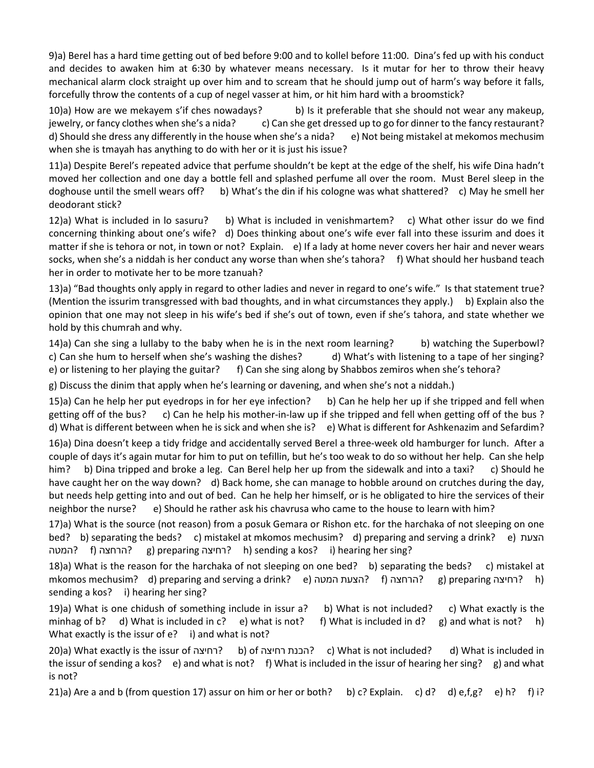9)a) Berel has a hard time getting out of bed before 9:00 and to kollel before 11:00. Dina's fed up with his conduct and decides to awaken him at 6:30 by whatever means necessary. Is it mutar for her to throw their heavy mechanical alarm clock straight up over him and to scream that he should jump out of harm's way before it falls, forcefully throw the contents of a cup of negel vasser at him, or hit him hard with a broomstick?

10)a) How are we mekayem s'if ches nowadays? b) Is it preferable that she should not wear any makeup, jewelry, or fancy clothes when she's a nida? c) Can she get dressed up to go for dinner to the fancy restaurant? d) Should she dress any differently in the house when she's a nida? e) Not being mistakel at mekomos mechusim when she is tmayah has anything to do with her or it is just his issue?

11)a) Despite Berel's repeated advice that perfume shouldn't be kept at the edge of the shelf, his wife Dina hadn't moved her collection and one day a bottle fell and splashed perfume all over the room. Must Berel sleep in the doghouse until the smell wears off? b) What's the din if his cologne was what shattered? c) May he smell her deodorant stick?

12)a) What is included in lo sasuru? b) What is included in venishmartem? c) What other issur do we find concerning thinking about one's wife? d) Does thinking about one's wife ever fall into these issurim and does it matter if she is tehora or not, in town or not? Explain. e) If a lady at home never covers her hair and never wears socks, when she's a niddah is her conduct any worse than when she's tahora? f) What should her husband teach her in order to motivate her to be more tzanuah?

13)a) "Bad thoughts only apply in regard to other ladies and never in regard to one's wife." Is that statement true? (Mention the issurim transgressed with bad thoughts, and in what circumstances they apply.) b) Explain also the opinion that one may not sleep in his wife's bed if she's out of town, even if she's tahora, and state whether we hold by this chumrah and why.

14)a) Can she sing a lullaby to the baby when he is in the next room learning? b) watching the Superbowl? c) Can she hum to herself when she's washing the dishes? d) What's with listening to a tape of her singing? e) or listening to her playing the guitar? f) Can she sing along by Shabbos zemiros when she's tehora?

g) Discuss the dinim that apply when he's learning or davening, and when she's not a niddah.)

15)a) Can he help her put eyedrops in for her eye infection? b) Can he help her up if she tripped and fell when getting off of the bus? c) Can he help his mother-in-law up if she tripped and fell when getting off of the bus ? d) What is different between when he is sick and when she is? e) What is different for Ashkenazim and Sefardim?

16)a) Dina doesn't keep a tidy fridge and accidentally served Berel a three-week old hamburger for lunch. After a couple of days it's again mutar for him to put on tefillin, but he's too weak to do so without her help. Can she help him? b) Dina tripped and broke a leg. Can Berel help her up from the sidewalk and into a taxi? c) Should he have caught her on the way down? d) Back home, she can manage to hobble around on crutches during the day, but needs help getting into and out of bed. Can he help her himself, or is he obligated to hire the services of their neighbor the nurse? e) Should he rather ask his chavrusa who came to the house to learn with him?

17)a) What is the source (not reason) from a posuk Gemara or Rishon etc. for the harchaka of not sleeping on one bed? b) separating the beds? c) mistakel at mkomos mechusim? d) preparing and serving a drink? e) הצעת המטה? f) הרחצה? g) preparing רחיצה? h) sending a kos? i) hearing her sing?

18)a) What is the reason for the harchaka of not sleeping on one bed? b) separating the beds? c) mistakel at mkomos mechusim? d) preparing and serving a drink? e) הצעת המטה? f) הרחצה? g) preparing רחיצה? h) sending a kos? i) hearing her sing?

19)a) What is one chidush of something include in issur a? b) What is not included? c) What exactly is the minhag of b? d) What is included in c? e) what is not? f) What is included in d? g) and what is not? h) What exactly is the issur of e? i) and what is not?

20)a) What exactly is the issur of רחיצה? b) of הכנת רחיצה? c) What is not included? d) What is included in the issur of sending a kos? e) and what is not? f) What is included in the issur of hearing her sing? g) and what is not?

21)a) Are a and b (from question 17) assur on him or her or both? b) c? Explain. c) d? d) e,f,g? e) h? f) i?